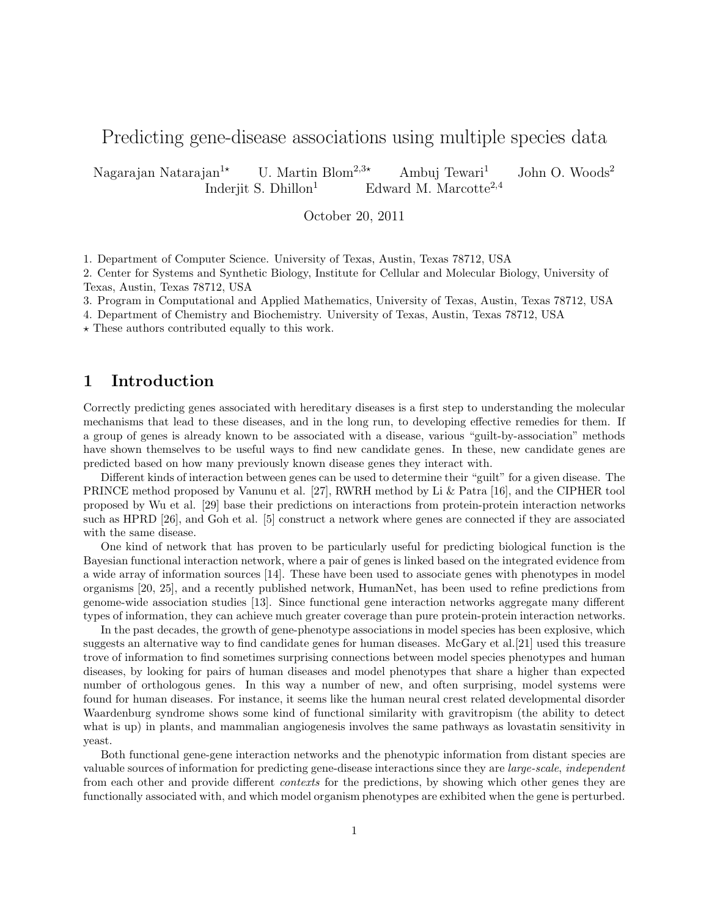# Predicting gene-disease associations using multiple species data

Nagarajan Natarajan[1⋆] U. Martin Blom[2,3⋆] Ambuj Tewari[1] John O. Woods[2] Inderjit S. Dhillon[1] Edward M. Marcotte[2,4]

October 20, 2011

1. Department of Computer Science. University of Texas, Austin, Texas 78712, USA
2. Center for Systems and Synthetic Biology, Institute for Cellular and Molecular Biology, University of Texas, Austin, Texas 78712, USA
3. Program in Computational and Applied Mathematics, University of Texas, Austin, Texas 78712, USA
4. Department of Chemistry and Biochemistry. University of Texas, Austin, Texas 78712, USA

⋆ These authors contributed equally to this work.

## 1 Introduction

Correctly predicting genes associated with hereditary diseases is a first step to understanding the molecular mechanisms that lead to these diseases, and in the long run, to developing effective remedies for them. If a group of genes is already known to be associated with a disease, various "guilt-by-association" methods have shown themselves to be useful ways to find new candidate genes. In these, new candidate genes are predicted based on how many previously known disease genes they interact with.

Different kinds of interaction between genes can be used to determine their "guilt" for a given disease. The PRINCE method proposed by Vanunu et al. [27], RWRH method by Li & Patra [16], and the CIPHER tool proposed by Wu et al. [29] base their predictions on interactions from protein-protein interaction networks such as HPRD [26], and Goh et al. [5] construct a network where genes are connected if they are associated with the same disease.

One kind of network that has proven to be particularly useful for predicting biological function is the Bayesian functional interaction network, where a pair of genes is linked based on the integrated evidence from a wide array of information sources [14]. These have been used to associate genes with phenotypes in model organisms [20, 25], and a recently published network, HumanNet, has been used to refine predictions from genome-wide association studies [13]. Since functional gene interaction networks aggregate many different types of information, they can achieve much greater coverage than pure protein-protein interaction networks.

In the past decades, the growth of gene-phenotype associations in model species has been explosive, which suggests an alternative way to find candidate genes for human diseases. McGary et al.[21] used this treasure trove of information to find sometimes surprising connections between model species phenotypes and human diseases, by looking for pairs of human diseases and model phenotypes that share a higher than expected number of orthologous genes. In this way a number of new, and often surprising, model systems were found for human diseases. For instance, it seems like the human neural crest related developmental disorder Waardenburg syndrome shows some kind of functional similarity with gravitropism (the ability to detect what is up) in plants, and mammalian angiogenesis involves the same pathways as lovastatin sensitivity in yeast.

Both functional gene-gene interaction networks and the phenotypic information from distant species are valuable sources of information for predicting gene-disease interactions since they are *large-scale*, *independent* from each other and provide different *contexts* for the predictions, by showing which other genes they are functionally associated with, and which model organism phenotypes are exhibited when the gene is perturbed.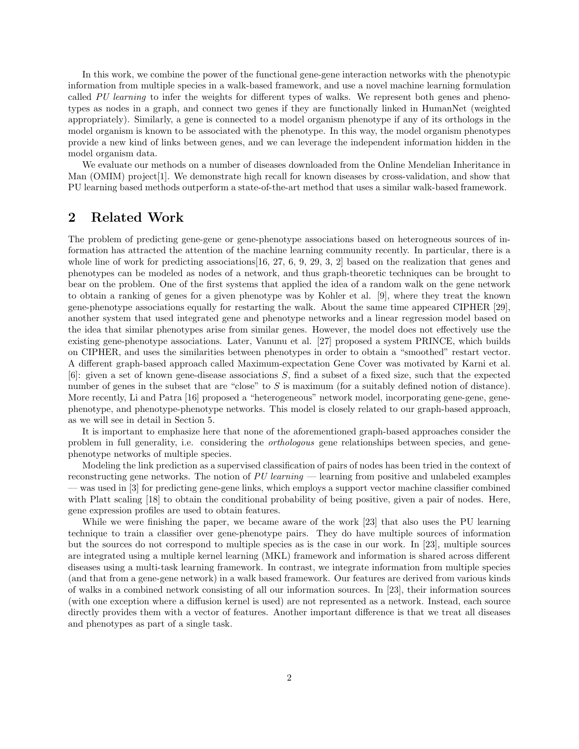In this work, we combine the power of the functional gene-gene interaction networks with the phenotypic information from multiple species in a walk-based framework, and use a novel machine learning formulation called *PU learning* to infer the weights for different types of walks. We represent both genes and phenotypes as nodes in a graph, and connect two genes if they are functionally linked in HumanNet (weighted appropriately). Similarly, a gene is connected to a model organism phenotype if any of its orthologs in the model organism is known to be associated with the phenotype. In this way, the model organism phenotypes provide a new kind of links between genes, and we can leverage the independent information hidden in the model organism data.

We evaluate our methods on a number of diseases downloaded from the Online Mendelian Inheritance in Man (OMIM) project[1]. We demonstrate high recall for known diseases by cross-validation, and show that PU learning based methods outperform a state-of-the-art method that uses a similar walk-based framework.

## 2 Related Work

The problem of predicting gene-gene or gene-phenotype associations based on heterogneous sources of information has attracted the attention of the machine learning community recently. In particular, there is a whole line of work for predicting associations[16, 27, 6, 9, 29, 3, 2] based on the realization that genes and phenotypes can be modeled as nodes of a network, and thus graph-theoretic techniques can be brought to bear on the problem. One of the first systems that applied the idea of a random walk on the gene network to obtain a ranking of genes for a given phenotype was by Kohler et al. [9], where they treat the known gene-phenotype associations equally for restarting the walk. About the same time appeared CIPHER [29], another system that used integrated gene and phenotype networks and a linear regression model based on the idea that similar phenotypes arise from similar genes. However, the model does not effectively use the existing gene-phenotype associations. Later, Vanunu et al. [27] proposed a system PRINCE, which builds on CIPHER, and uses the similarities between phenotypes in order to obtain a "smoothed" restart vector. A different graph-based approach called Maximum-expectation Gene Cover was motivated by Karni et al. [6]: given a set of known gene-disease associations $S$, find a subset of a fixed size, such that the expected number of genes in the subset that are "close" to $S$ is maximum (for a suitably defined notion of distance). More recently, Li and Patra [16] proposed a "heterogeneous" network model, incorporating gene-gene, gene-phenotype, and phenotype-phenotype networks. This model is closely related to our graph-based approach, as we will see in detail in Section 5.

It is important to emphasize here that none of the aforementioned graph-based approaches consider the problem in full generality, i.e. considering the *orthologous* gene relationships between species, and gene-phenotype networks of multiple species.

Modeling the link prediction as a supervised classification of pairs of nodes has been tried in the context of reconstructing gene networks. The notion of *PU learning* — learning from positive and unlabeled examples — was used in [3] for predicting gene-gene links, which employs a support vector machine classifier combined with Platt scaling [18] to obtain the conditional probability of being positive, given a pair of nodes. Here, gene expression profiles are used to obtain features.

While we were finishing the paper, we became aware of the work [23] that also uses the PU learning technique to train a classifier over gene-phenotype pairs. They do have multiple sources of information but the sources do not correspond to multiple species as is the case in our work. In [23], multiple sources are integrated using a multiple kernel learning (MKL) framework and information is shared across different diseases using a multi-task learning framework. In contrast, we integrate information from multiple species (and that from a gene-gene network) in a walk based framework. Our features are derived from various kinds of walks in a combined network consisting of all our information sources. In [23], their information sources (with one exception where a diffusion kernel is used) are not represented as a network. Instead, each source directly provides them with a vector of features. Another important difference is that we treat all diseases and phenotypes as part of a single task.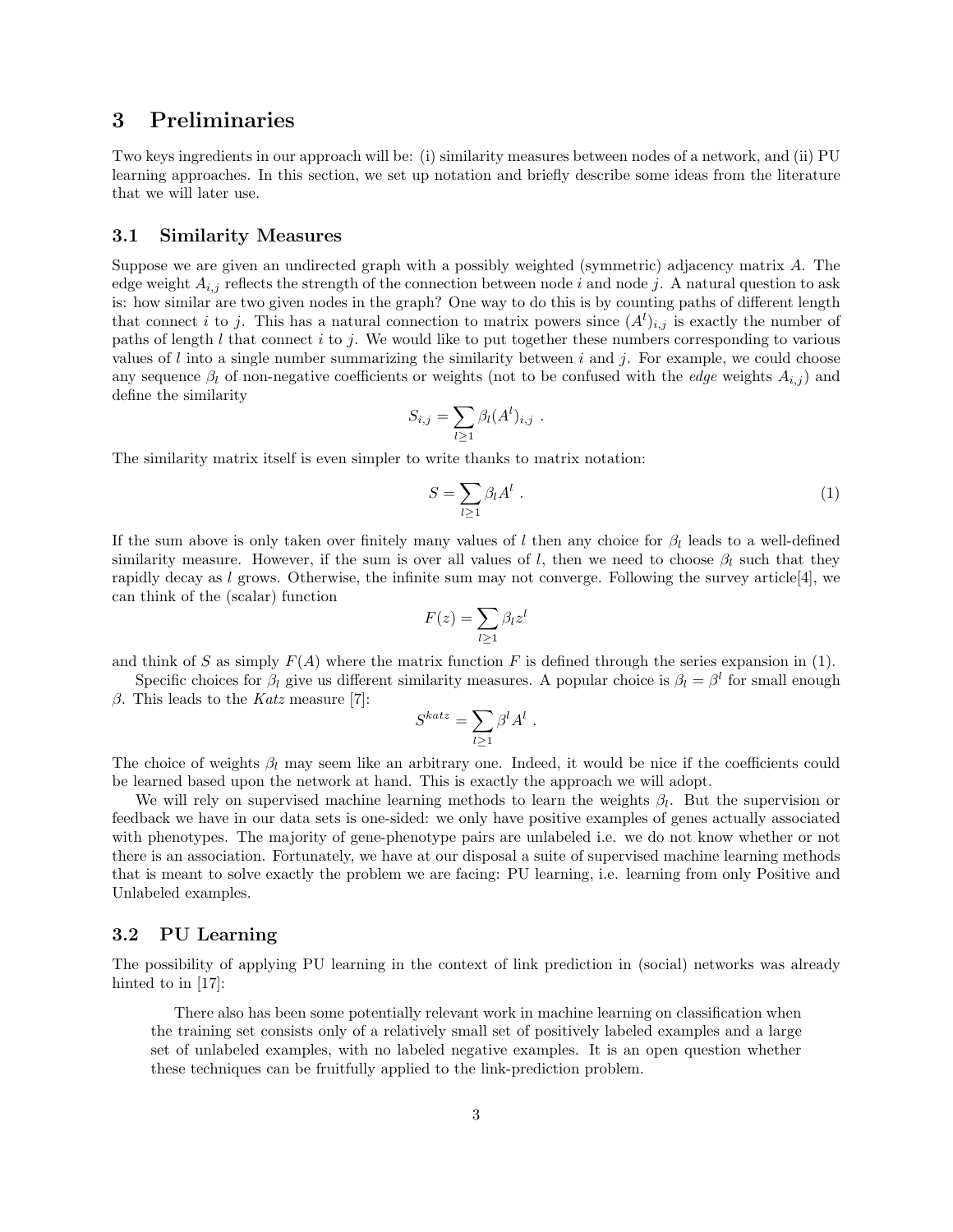## 3 Preliminaries

Two keys ingredients in our approach will be: (i) similarity measures between nodes of a network, and (ii) PU learning approaches. In this section, we set up notation and briefly describe some ideas from the literature that we will later use.

### 3.1 Similarity Measures

Suppose we are given an undirected graph with a possibly weighted (symmetric) adjacency matrix $A$. The edge weight $A_{i,j}$ reflects the strength of the connection between node $i$ and node $j$. A natural question to ask is: how similar are two given nodes in the graph? One way to do this is by counting paths of different length that connect $i$ to $j$. This has a natural connection to matrix powers since $(A^l)_{i,j}$ is exactly the number of paths of length $l$ that connect $i$ to $j$. We would like to put together these numbers corresponding to various values of $l$ into a single number summarizing the similarity between $i$ and $j$. For example, we could choose any sequence $\beta_l$ of non-negative coefficients or weights (not to be confused with the *edge* weights $A_{i,j}$) and define the similarity

$$S_{i,j} = \sum_{l \geq 1} \beta_l (A^l)_{i,j} \ .$$

The similarity matrix itself is even simpler to write thanks to matrix notation:

$$S = \sum_{l \geq 1} \beta_l A^l \ . \tag{1}$$

If the sum above is only taken over finitely many values of $l$ then any choice for $\beta_l$ leads to a well-defined similarity measure. However, if the sum is over all values of $l$, then we need to choose $\beta_l$ such that they rapidly decay as $l$ grows. Otherwise, the infinite sum may not converge. Following the survey article[4], we can think of the (scalar) function

$$F(z) = \sum_{l \geq 1} \beta_l z^l$$

and think of $S$ as simply $F(A)$ where the matrix function $F$ is defined through the series expansion in (1).

Specific choices for $\beta_l$ give us different similarity measures. A popular choice is $\beta_l = \beta^l$ for small enough $\beta$. This leads to the *Katz* measure [7]:

$$S^{katz} = \sum_{l \geq 1} \beta^l A^l \ .$$

The choice of weights $\beta_l$ may seem like an arbitrary one. Indeed, it would be nice if the coefficients could be learned based upon the network at hand. This is exactly the approach we will adopt.

We will rely on supervised machine learning methods to learn the weights $\beta_l$. But the supervision or feedback we have in our data sets is one-sided: we only have positive examples of genes actually associated with phenotypes. The majority of gene-phenotype pairs are unlabeled i.e. we do not know whether or not there is an association. Fortunately, we have at our disposal a suite of supervised machine learning methods that is meant to solve exactly the problem we are facing: PU learning, i.e. learning from only Positive and Unlabeled examples.

### 3.2 PU Learning

The possibility of applying PU learning in the context of link prediction in (social) networks was already hinted to in [17]:

> There also has been some potentially relevant work in machine learning on classification when the training set consists only of a relatively small set of positively labeled examples and a large set of unlabeled examples, with no labeled negative examples. It is an open question whether these techniques can be fruitfully applied to the link-prediction problem.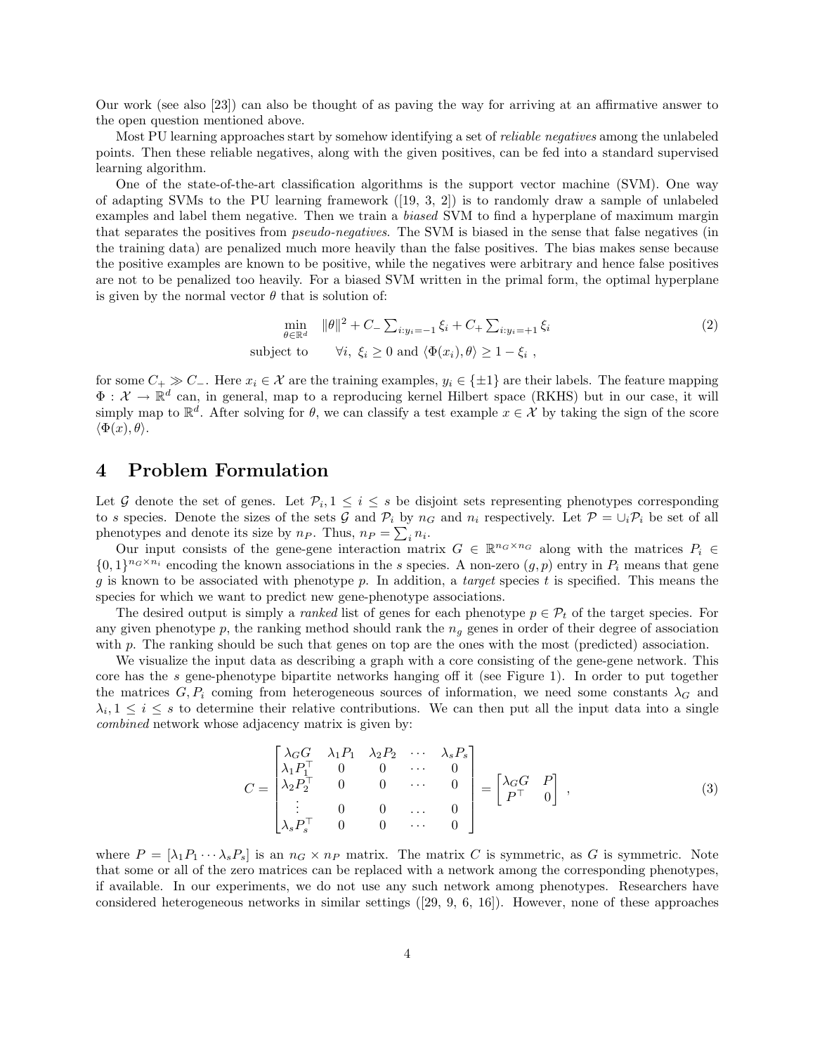Our work (see also [23]) can also be thought of as paving the way for arriving at an affirmative answer to the open question mentioned above.

Most PU learning approaches start by somehow identifying a set of *reliable negatives* among the unlabeled points. Then these reliable negatives, along with the given positives, can be fed into a standard supervised learning algorithm.

One of the state-of-the-art classification algorithms is the support vector machine (SVM). One way of adapting SVMs to the PU learning framework ([19, 3, 2]) is to randomly draw a sample of unlabeled examples and label them negative. Then we train a *biased* SVM to find a hyperplane of maximum margin that separates the positives from *pseudo-negatives*. The SVM is biased in the sense that false negatives (in the training data) are penalized much more heavily than the false positives. The bias makes sense because the positive examples are known to be positive, while the negatives were arbitrary and hence false positives are not to be penalized too heavily. For a biased SVM written in the primal form, the optimal hyperplane is given by the normal vector $\theta$ that is solution of:

$$
\begin{array}{rl}
\min_{\theta \in \mathbb{R}^d} & \|\theta\|^2 + C_- \sum_{i:y_i=-1} \xi_i + C_+ \sum_{i:y_i=+1} \xi_i \\
\text{subject to} & \forall i,\ \xi_i \geq 0 \text{ and } \langle \Phi(x_i), \theta \rangle \geq 1 - \xi_i \ ,
\end{array}
\tag{2}
$$

for some $C_+ \gg C_-$. Here $x_i \in \mathcal{X}$ are the training examples, $y_i \in \{\pm 1\}$ are their labels. The feature mapping $\Phi : \mathcal{X} \to \mathbb{R}^d$ can, in general, map to a reproducing kernel Hilbert space (RKHS) but in our case, it will simply map to $\mathbb{R}^d$. After solving for $\theta$, we can classify a test example $x \in \mathcal{X}$ by taking the sign of the score $\langle \Phi(x), \theta \rangle$.

# 4 Problem Formulation

Let $\mathcal{G}$ denote the set of genes. Let $\mathcal{P}_i, 1 \leq i \leq s$ be disjoint sets representing phenotypes corresponding to $s$ species. Denote the sizes of the sets $\mathcal{G}$ and $\mathcal{P}_i$ by $n_G$ and $n_i$ respectively. Let $\mathcal{P} = \cup_i \mathcal{P}_i$ be set of all phenotypes and denote its size by $n_P$. Thus, $n_P = \sum_i n_i$.

Our input consists of the gene-gene interaction matrix $G \in \mathbb{R}^{n_G \times n_G}$ along with the matrices $P_i \in \{0,1\}^{n_G \times n_i}$ encoding the known associations in the $s$ species. A non-zero $(g,p)$ entry in $P_i$ means that gene $g$ is known to be associated with phenotype $p$. In addition, a *target* species $t$ is specified. This means the species for which we want to predict new gene-phenotype associations.

The desired output is simply a *ranked* list of genes for each phenotype $p \in \mathcal{P}_t$ of the target species. For any given phenotype $p$, the ranking method should rank the $n_g$ genes in order of their degree of association with $p$. The ranking should be such that genes on top are the ones with the most (predicted) association.

We visualize the input data as describing a graph with a core consisting of the gene-gene network. This core has the $s$ gene-phenotype bipartite networks hanging off it (see Figure 1). In order to put together the matrices $G, P_i$ coming from heterogeneous sources of information, we need some constants $\lambda_G$ and $\lambda_i, 1 \leq i \leq s$ to determine their relative contributions. We can then put all the input data into a single *combined* network whose adjacency matrix is given by:

$$
C = \begin{bmatrix}
\lambda_G G & \lambda_1 P_1 & \lambda_2 P_2 & \cdots & \lambda_s P_s \\
\lambda_1 P_1^\top & 0 & 0 & \cdots & 0 \\
\lambda_2 P_2^\top & 0 & 0 & \cdots & 0 \\
\vdots & 0 & 0 & \dots & 0 \\
\lambda_s P_s^\top & 0 & 0 & \cdots & 0
\end{bmatrix}
= \begin{bmatrix}
\lambda_G G & P \\
P^\top & 0
\end{bmatrix} \ ,
\tag{3}
$$

where $P = [\lambda_1 P_1 \cdots \lambda_s P_s]$ is an $n_G \times n_P$ matrix. The matrix $C$ is symmetric, as $G$ is symmetric. Note that some or all of the zero matrices can be replaced with a network among the corresponding phenotypes, if available. In our experiments, we do not use any such network among phenotypes. Researchers have considered heterogeneous networks in similar settings ([29, 9, 6, 16]). However, none of these approaches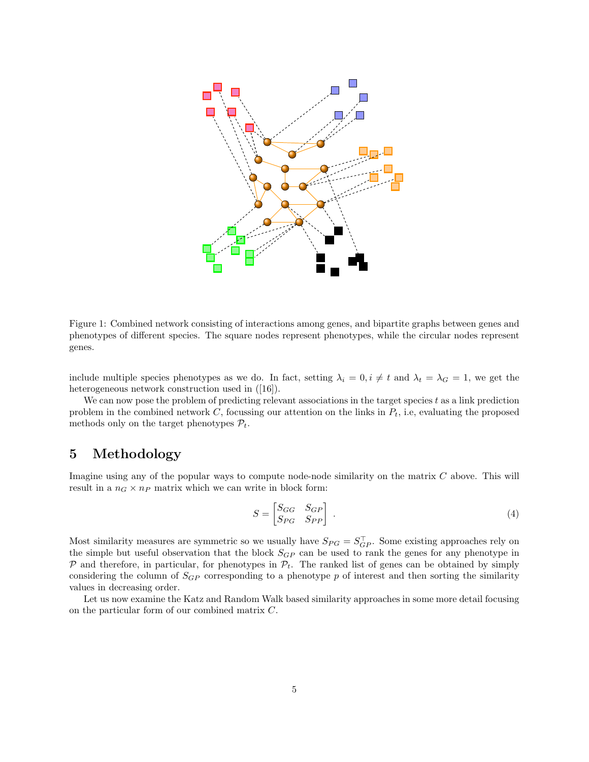Figure 1: Combined network consisting of interactions among genes, and bipartite graphs between genes and phenotypes of different species. The square nodes represent phenotypes, while the circular nodes represent genes.

include multiple species phenotypes as we do. In fact, setting $\lambda_i = 0, i \neq t$ and $\lambda_t = \lambda_G = 1$, we get the heterogeneous network construction used in ([16]).

We can now pose the problem of predicting relevant associations in the target species $t$ as a link prediction problem in the combined network $C$, focussing our attention on the links in $P_t$, i.e, evaluating the proposed methods only on the target phenotypes $\mathcal{P}_t$.

# 5 Methodology

Imagine using any of the popular ways to compute node-node similarity on the matrix $C$ above. This will result in a $n_G \times n_P$ matrix which we can write in block form:

$$S = \begin{bmatrix} S_{GG} & S_{GP} \\ S_{PG} & S_{PP} \end{bmatrix} . \tag{4}$$

Most similarity measures are symmetric so we usually have $S_{PG} = S_{GP}^\top$. Some existing approaches rely on the simple but useful observation that the block $S_{GP}$ can be used to rank the genes for any phenotype in $\mathcal{P}$ and therefore, in particular, for phenotypes in $\mathcal{P}_t$. The ranked list of genes can be obtained by simply considering the column of $S_{GP}$ corresponding to a phenotype $p$ of interest and then sorting the similarity values in decreasing order.

Let us now examine the Katz and Random Walk based similarity approaches in some more detail focusing on the particular form of our combined matrix $C$.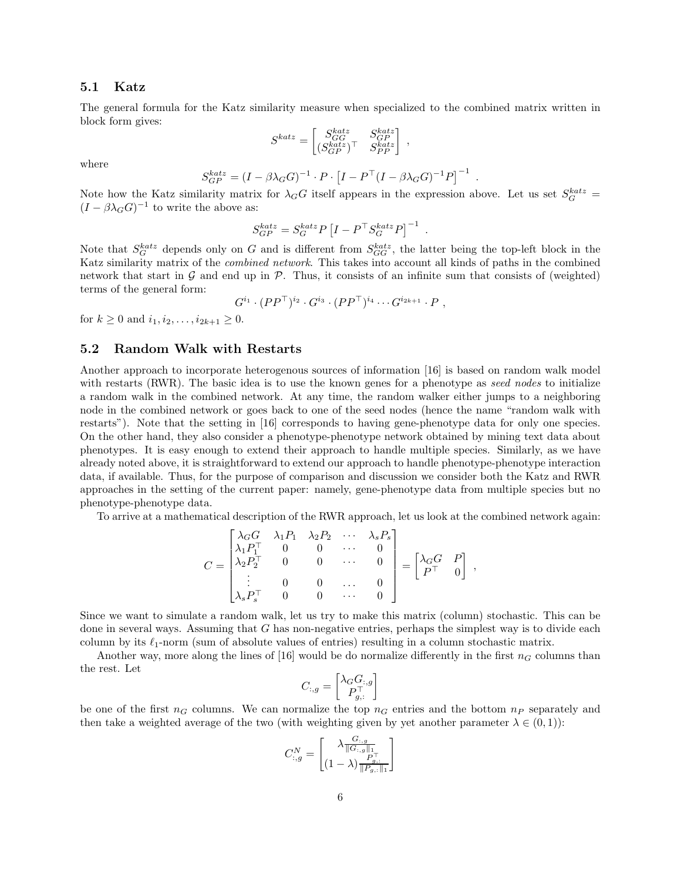### 5.1 Katz

The general formula for the Katz similarity measure when specialized to the combined matrix written in block form gives:

$$S^{katz} = \begin{bmatrix} S^{katz}_{GG} & S^{katz}_{GP} \\ (S^{katz}_{GP})^\top & S^{katz}_{PP} \end{bmatrix} ,$$

where

$$S^{katz}_{GP} = (I - \beta\lambda_G G)^{-1} \cdot P \cdot \left[ I - P^\top (I - \beta\lambda_G G)^{-1} P \right]^{-1} .$$

Note how the Katz similarity matrix for $\lambda_G G$ itself appears in the expression above. Let us set $S^{katz}_G = (I - \beta\lambda_G G)^{-1}$ to write the above as:

$$S^{katz}_{GP} = S^{katz}_G P \left[ I - P^\top S^{katz}_G P \right]^{-1} .$$

Note that $S^{katz}_G$ depends only on $G$ and is different from $S^{katz}_{GG}$, the latter being the top-left block in the Katz similarity matrix of the *combined network*. This takes into account all kinds of paths in the combined network that start in $\mathcal{G}$ and end up in $\mathcal{P}$. Thus, it consists of an infinite sum that consists of (weighted) terms of the general form:

$$G^{i_1} \cdot (PP^\top)^{i_2} \cdot G^{i_3} \cdot (PP^\top)^{i_4} \cdots G^{i_{2k+1}} \cdot P ,$$

for $k \geq 0$ and $i_1, i_2, \ldots, i_{2k+1} \geq 0$.

### 5.2 Random Walk with Restarts

Another approach to incorporate heterogenous sources of information [16] is based on random walk model with restarts (RWR). The basic idea is to use the known genes for a phenotype as *seed nodes* to initialize a random walk in the combined network. At any time, the random walker either jumps to a neighboring node in the combined network or goes back to one of the seed nodes (hence the name "random walk with restarts"). Note that the setting in [16] corresponds to having gene-phenotype data for only one species. On the other hand, they also consider a phenotype-phenotype network obtained by mining text data about phenotypes. It is easy enough to extend their approach to handle multiple species. Similarly, as we have already noted above, it is straightforward to extend our approach to handle phenotype-phenotype interaction data, if available. Thus, for the purpose of comparison and discussion we consider both the Katz and RWR approaches in the setting of the current paper: namely, gene-phenotype data from multiple species but no phenotype-phenotype data.

To arrive at a mathematical description of the RWR approach, let us look at the combined network again:

$$C = \begin{bmatrix} \lambda_G G & \lambda_1 P_1 & \lambda_2 P_2 & \cdots & \lambda_s P_s \\ \lambda_1 P_1^\top & 0 & 0 & \cdots & 0 \\ \lambda_2 P_2^\top & 0 & 0 & \cdots & 0 \\ \vdots & 0 & 0 & \ldots & 0 \\ \lambda_s P_s^\top & 0 & 0 & \cdots & 0 \end{bmatrix} = \begin{bmatrix} \lambda_G G & P \\ P^\top & 0 \end{bmatrix} ,$$

Since we want to simulate a random walk, let us try to make this matrix (column) stochastic. This can be done in several ways. Assuming that $G$ has non-negative entries, perhaps the simplest way is to divide each column by its $\ell_1$-norm (sum of absolute values of entries) resulting in a column stochastic matrix.

Another way, more along the lines of [16] would be do normalize differently in the first $n_G$ columns than the rest. Let

$$C_{:,g} = \begin{bmatrix} \lambda_G G_{:,g} \\ P^\top_{g,:} \end{bmatrix}$$

be one of the first $n_G$ columns. We can normalize the top $n_G$ entries and the bottom $n_P$ separately and then take a weighted average of the two (with weighting given by yet another parameter $\lambda \in (0, 1)$):

$$C^N_{:,g} = \begin{bmatrix} \lambda \frac{G_{:,g}}{\|G_{:,g}\|_1} \\ (1-\lambda) \frac{P^\top_{g,:}}{\|P_{g,:}\|_1} \end{bmatrix}$$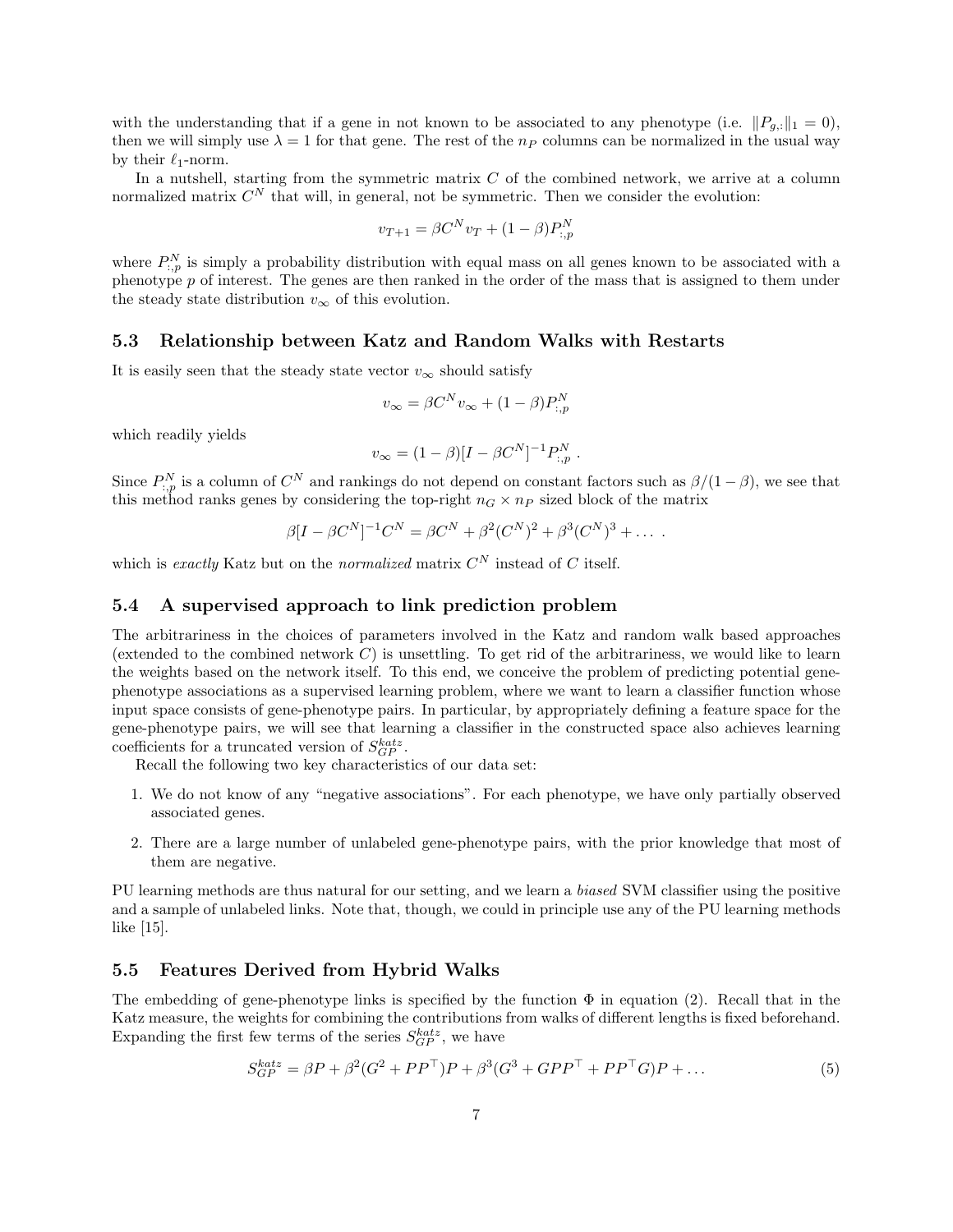with the understanding that if a gene in not known to be associated to any phenotype (i.e. $\|P_{g,:}\|_1 = 0$), then we will simply use $\lambda = 1$ for that gene. The rest of the $n_P$ columns can be normalized in the usual way by their $\ell_1$-norm.

In a nutshell, starting from the symmetric matrix $C$ of the combined network, we arrive at a column normalized matrix $C^N$ that will, in general, not be symmetric. Then we consider the evolution:

$$v_{T+1} = \beta C^N v_T + (1-\beta) P^N_{:,p}$$

where $P^N_{:,p}$ is simply a probability distribution with equal mass on all genes known to be associated with a phenotype $p$ of interest. The genes are then ranked in the order of the mass that is assigned to them under the steady state distribution $v_\infty$ of this evolution.

### 5.3 Relationship between Katz and Random Walks with Restarts

It is easily seen that the steady state vector $v_\infty$ should satisfy

$$v_\infty = \beta C^N v_\infty + (1-\beta) P^N_{:,p}$$

which readily yields

$$v_\infty = (1-\beta)[I - \beta C^N]^{-1} P^N_{:,p} \ .$$

Since $P^N_{:,p}$ is a column of $C^N$ and rankings do not depend on constant factors such as $\beta/(1-\beta)$, we see that this method ranks genes by considering the top-right $n_G \times n_P$ sized block of the matrix

$$\beta[I - \beta C^N]^{-1} C^N = \beta C^N + \beta^2 (C^N)^2 + \beta^3 (C^N)^3 + \dots \ .$$

which is *exactly* Katz but on the *normalized* matrix $C^N$ instead of $C$ itself.

### 5.4 A supervised approach to link prediction problem

The arbitrariness in the choices of parameters involved in the Katz and random walk based approaches (extended to the combined network $C$) is unsettling. To get rid of the arbitrariness, we would like to learn the weights based on the network itself. To this end, we conceive the problem of predicting potential gene-phenotype associations as a supervised learning problem, where we want to learn a classifier function whose input space consists of gene-phenotype pairs. In particular, by appropriately defining a feature space for the gene-phenotype pairs, we will see that learning a classifier in the constructed space also achieves learning coefficients for a truncated version of $S^{katz}_{GP}$.

Recall the following two key characteristics of our data set:

1. We do not know of any "negative associations". For each phenotype, we have only partially observed associated genes.
2. There are a large number of unlabeled gene-phenotype pairs, with the prior knowledge that most of them are negative.

PU learning methods are thus natural for our setting, and we learn a *biased* SVM classifier using the positive and a sample of unlabeled links. Note that, though, we could in principle use any of the PU learning methods like [15].

### 5.5 Features Derived from Hybrid Walks

The embedding of gene-phenotype links is specified by the function $\Phi$ in equation (2). Recall that in the Katz measure, the weights for combining the contributions from walks of different lengths is fixed beforehand. Expanding the first few terms of the series $S^{katz}_{GP}$, we have

$$S^{katz}_{GP} = \beta P + \beta^2 (G^2 + PP^\top) P + \beta^3 (G^3 + GPP^\top + PP^\top G) P + \dots \tag{5}$$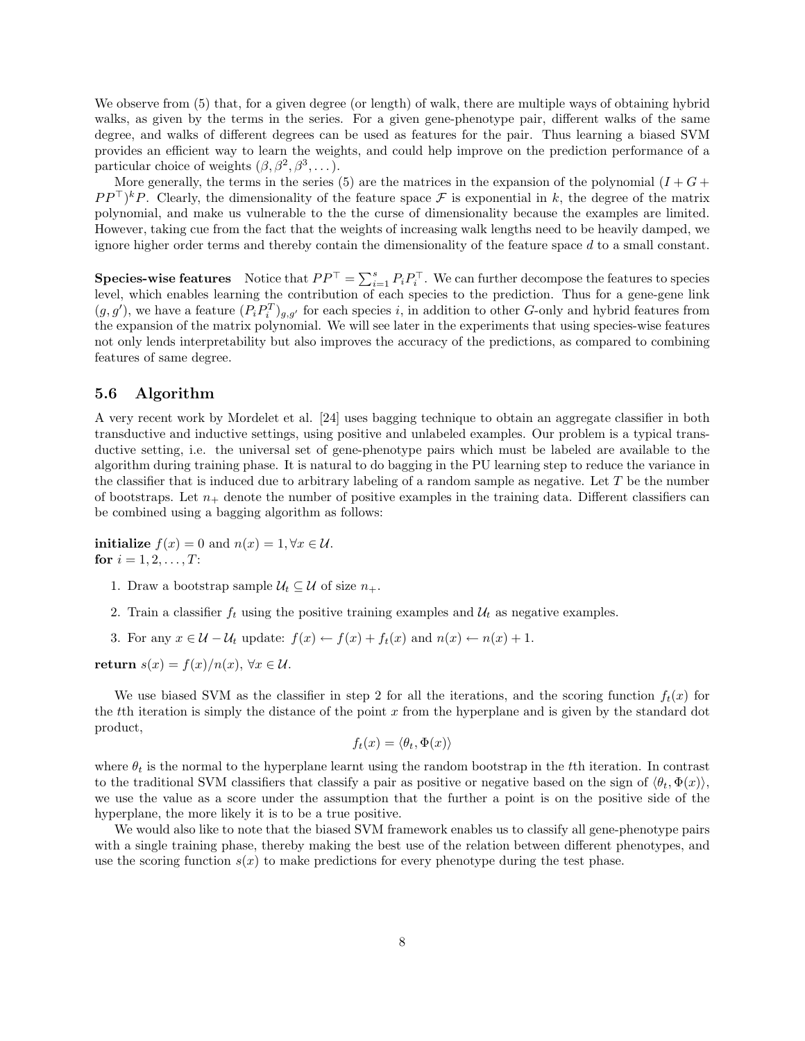We observe from (5) that, for a given degree (or length) of walk, there are multiple ways of obtaining hybrid walks, as given by the terms in the series. For a given gene-phenotype pair, different walks of the same degree, and walks of different degrees can be used as features for the pair. Thus learning a biased SVM provides an efficient way to learn the weights, and could help improve on the prediction performance of a particular choice of weights $(\beta, \beta^2, \beta^3, \ldots)$.

More generally, the terms in the series (5) are the matrices in the expansion of the polynomial $(I + G + PP^\top)^k P$. Clearly, the dimensionality of the feature space $\mathcal{F}$ is exponential in $k$, the degree of the matrix polynomial, and make us vulnerable to the the curse of dimensionality because the examples are limited. However, taking cue from the fact that the weights of increasing walk lengths need to be heavily damped, we ignore higher order terms and thereby contain the dimensionality of the feature space $d$ to a small constant.

**Species-wise features** Notice that $PP^\top = \sum_{i=1}^{s} P_i P_i^\top$. We can further decompose the features to species level, which enables learning the contribution of each species to the prediction. Thus for a gene-gene link $(g, g')$, we have a feature $(P_i P_i^T)_{g,g'}$ for each species $i$, in addition to other $G$-only and hybrid features from the expansion of the matrix polynomial. We will see later in the experiments that using species-wise features not only lends interpretability but also improves the accuracy of the predictions, as compared to combining features of same degree.

## 5.6 Algorithm

A very recent work by Mordelet et al. [24] uses bagging technique to obtain an aggregate classifier in both transductive and inductive settings, using positive and unlabeled examples. Our problem is a typical transductive setting, i.e. the universal set of gene-phenotype pairs which must be labeled are available to the algorithm during training phase. It is natural to do bagging in the PU learning step to reduce the variance in the classifier that is induced due to arbitrary labeling of a random sample as negative. Let $T$ be the number of bootstraps. Let $n_+$ denote the number of positive examples in the training data. Different classifiers can be combined using a bagging algorithm as follows:

**initialize** $f(x) = 0$ and $n(x) = 1, \forall x \in \mathcal{U}$.
**for** $i = 1, 2, \ldots, T$:

1. Draw a bootstrap sample $\mathcal{U}_t \subseteq \mathcal{U}$ of size $n_+$.
2. Train a classifier $f_t$ using the positive training examples and $\mathcal{U}_t$ as negative examples.
3. For any $x \in \mathcal{U} - \mathcal{U}_t$ update: $f(x) \leftarrow f(x) + f_t(x)$ and $n(x) \leftarrow n(x) + 1$.

**return** $s(x) = f(x)/n(x)$, $\forall x \in \mathcal{U}$.

We use biased SVM as the classifier in step 2 for all the iterations, and the scoring function $f_t(x)$ for the $t$th iteration is simply the distance of the point $x$ from the hyperplane and is given by the standard dot product,

$$f_t(x) = \langle \theta_t, \Phi(x) \rangle$$

where $\theta_t$ is the normal to the hyperplane learnt using the random bootstrap in the $t$th iteration. In contrast to the traditional SVM classifiers that classify a pair as positive or negative based on the sign of $\langle \theta_t, \Phi(x) \rangle$, we use the value as a score under the assumption that the further a point is on the positive side of the hyperplane, the more likely it is to be a true positive.

We would also like to note that the biased SVM framework enables us to classify all gene-phenotype pairs with a single training phase, thereby making the best use of the relation between different phenotypes, and use the scoring function $s(x)$ to make predictions for every phenotype during the test phase.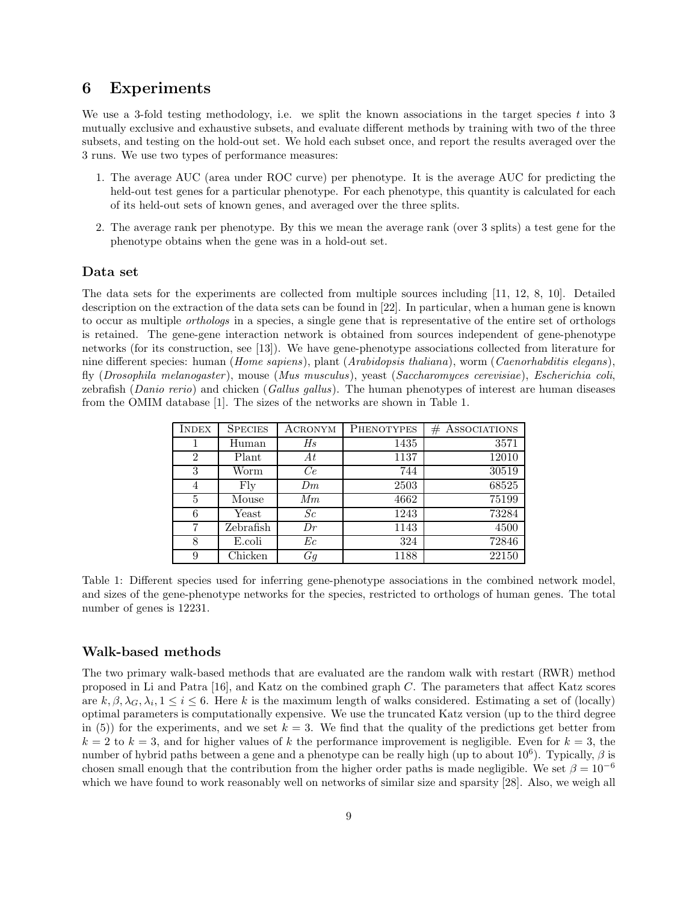## 6 Experiments

We use a 3-fold testing methodology, i.e. we split the known associations in the target species $t$ into 3 mutually exclusive and exhaustive subsets, and evaluate different methods by training with two of the three subsets, and testing on the hold-out set. We hold each subset once, and report the results averaged over the 3 runs. We use two types of performance measures:

1. The average AUC (area under ROC curve) per phenotype. It is the average AUC for predicting the held-out test genes for a particular phenotype. For each phenotype, this quantity is calculated for each of its held-out sets of known genes, and averaged over the three splits.
2. The average rank per phenotype. By this we mean the average rank (over 3 splits) a test gene for the phenotype obtains when the gene was in a hold-out set.

### Data set

The data sets for the experiments are collected from multiple sources including [11, 12, 8, 10]. Detailed description on the extraction of the data sets can be found in [22]. In particular, when a human gene is known to occur as multiple *orthologs* in a species, a single gene that is representative of the entire set of orthologs is retained. The gene-gene interaction network is obtained from sources independent of gene-phenotype networks (for its construction, see [13]). We have gene-phenotype associations collected from literature for nine different species: human (*Home sapiens*), plant (*Arabidopsis thaliana*), worm (*Caenorhabditis elegans*), fly (*Drosophila melanogaster*), mouse (*Mus musculus*), yeast (*Saccharomyces cerevisiae*), *Escherichia coli*, zebrafish (*Danio rerio*) and chicken (*Gallus gallus*). The human phenotypes of interest are human diseases from the OMIM database [1]. The sizes of the networks are shown in Table 1.

| Index | Species | Acronym | Phenotypes | # Associations |
|---|---|---|---|---|
| 1 | Human | *Hs* | 1435 | 3571 |
| 2 | Plant | *At* | 1137 | 12010 |
| 3 | Worm | *Ce* | 744 | 30519 |
| 4 | Fly | *Dm* | 2503 | 68525 |
| 5 | Mouse | *Mm* | 4662 | 75199 |
| 6 | Yeast | *Sc* | 1243 | 73284 |
| 7 | Zebrafish | *Dr* | 1143 | 4500 |
| 8 | E.coli | *Ec* | 324 | 72846 |
| 9 | Chicken | *Gg* | 1188 | 22150 |

Table 1: Different species used for inferring gene-phenotype associations in the combined network model, and sizes of the gene-phenotype networks for the species, restricted to orthologs of human genes. The total number of genes is 12231.

### Walk-based methods

The two primary walk-based methods that are evaluated are the random walk with restart (RWR) method proposed in Li and Patra [16], and Katz on the combined graph $C$. The parameters that affect Katz scores are $k, \beta, \lambda_G, \lambda_i, 1 \leq i \leq 6$. Here $k$ is the maximum length of walks considered. Estimating a set of (locally) optimal parameters is computationally expensive. We use the truncated Katz version (up to the third degree in (5)) for the experiments, and we set $k = 3$. We find that the quality of the predictions get better from $k = 2$ to $k = 3$, and for higher values of $k$ the performance improvement is negligible. Even for $k = 3$, the number of hybrid paths between a gene and a phenotype can be really high (up to about $10^6$). Typically, $\beta$ is chosen small enough that the contribution from the higher order paths is made negligible. We set $\beta = 10^{-6}$ which we have found to work reasonably well on networks of similar size and sparsity [28]. Also, we weigh all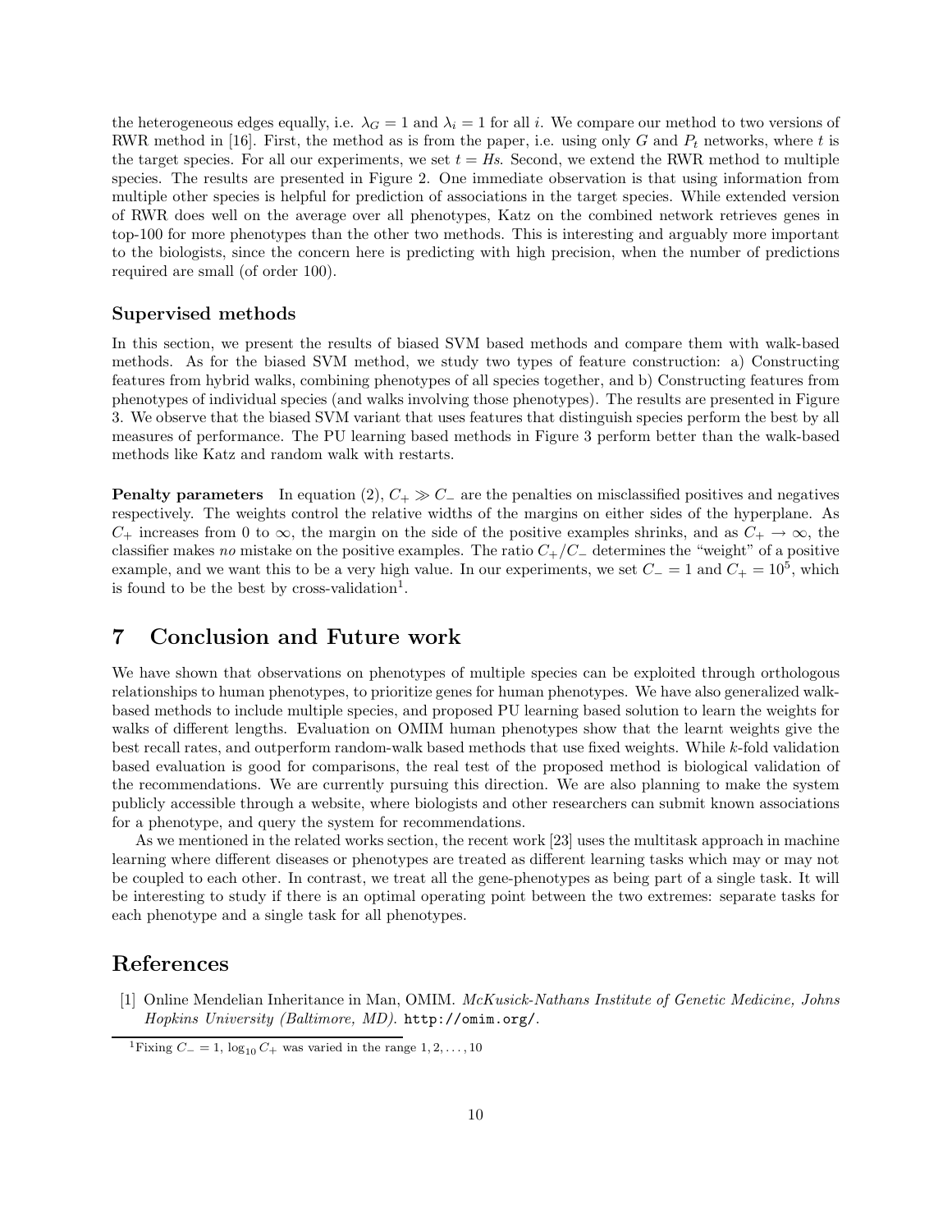the heterogeneous edges equally, i.e. $\lambda_G = 1$ and $\lambda_i = 1$ for all $i$. We compare our method to two versions of RWR method in [16]. First, the method as is from the paper, i.e. using only $G$ and $P_t$ networks, where $t$ is the target species. For all our experiments, we set $t = Hs$. Second, we extend the RWR method to multiple species. The results are presented in Figure 2. One immediate observation is that using information from multiple other species is helpful for prediction of associations in the target species. While extended version of RWR does well on the average over all phenotypes, Katz on the combined network retrieves genes in top-100 for more phenotypes than the other two methods. This is interesting and arguably more important to the biologists, since the concern here is predicting with high precision, when the number of predictions required are small (of order 100).

### Supervised methods

In this section, we present the results of biased SVM based methods and compare them with walk-based methods. As for the biased SVM method, we study two types of feature construction: a) Constructing features from hybrid walks, combining phenotypes of all species together, and b) Constructing features from phenotypes of individual species (and walks involving those phenotypes). The results are presented in Figure 3. We observe that the biased SVM variant that uses features that distinguish species perform the best by all measures of performance. The PU learning based methods in Figure 3 perform better than the walk-based methods like Katz and random walk with restarts.

**Penalty parameters** In equation (2), $C_+ \gg C_-$ are the penalties on misclassified positives and negatives respectively. The weights control the relative widths of the margins on either sides of the hyperplane. As $C_+$ increases from 0 to $\infty$, the margin on the side of the positive examples shrinks, and as $C_+ \to \infty$, the classifier makes *no* mistake on the positive examples. The ratio $C_+/C_-$ determines the "weight" of a positive example, and we want this to be a very high value. In our experiments, we set $C_- = 1$ and $C_+ = 10^5$, which is found to be the best by cross-validation[1].

## 7 Conclusion and Future work

We have shown that observations on phenotypes of multiple species can be exploited through orthologous relationships to human phenotypes, to prioritize genes for human phenotypes. We have also generalized walk-based methods to include multiple species, and proposed PU learning based solution to learn the weights for walks of different lengths. Evaluation on OMIM human phenotypes show that the learnt weights give the best recall rates, and outperform random-walk based methods that use fixed weights. While $k$-fold validation based evaluation is good for comparisons, the real test of the proposed method is biological validation of the recommendations. We are currently pursuing this direction. We are also planning to make the system publicly accessible through a website, where biologists and other researchers can submit known associations for a phenotype, and query the system for recommendations.

As we mentioned in the related works section, the recent work [23] uses the multitask approach in machine learning where different diseases or phenotypes are treated as different learning tasks which may or may not be coupled to each other. In contrast, we treat all the gene-phenotypes as being part of a single task. It will be interesting to study if there is an optimal operating point between the two extremes: separate tasks for each phenotype and a single task for all phenotypes.

## References

[1] Online Mendelian Inheritance in Man, OMIM. *McKusick-Nathans Institute of Genetic Medicine, Johns Hopkins University (Baltimore, MD).* `http://omim.org/`.

[1] Fixing $C_- = 1$, $\log_{10} C_+$ was varied in the range $1, 2, \ldots, 10$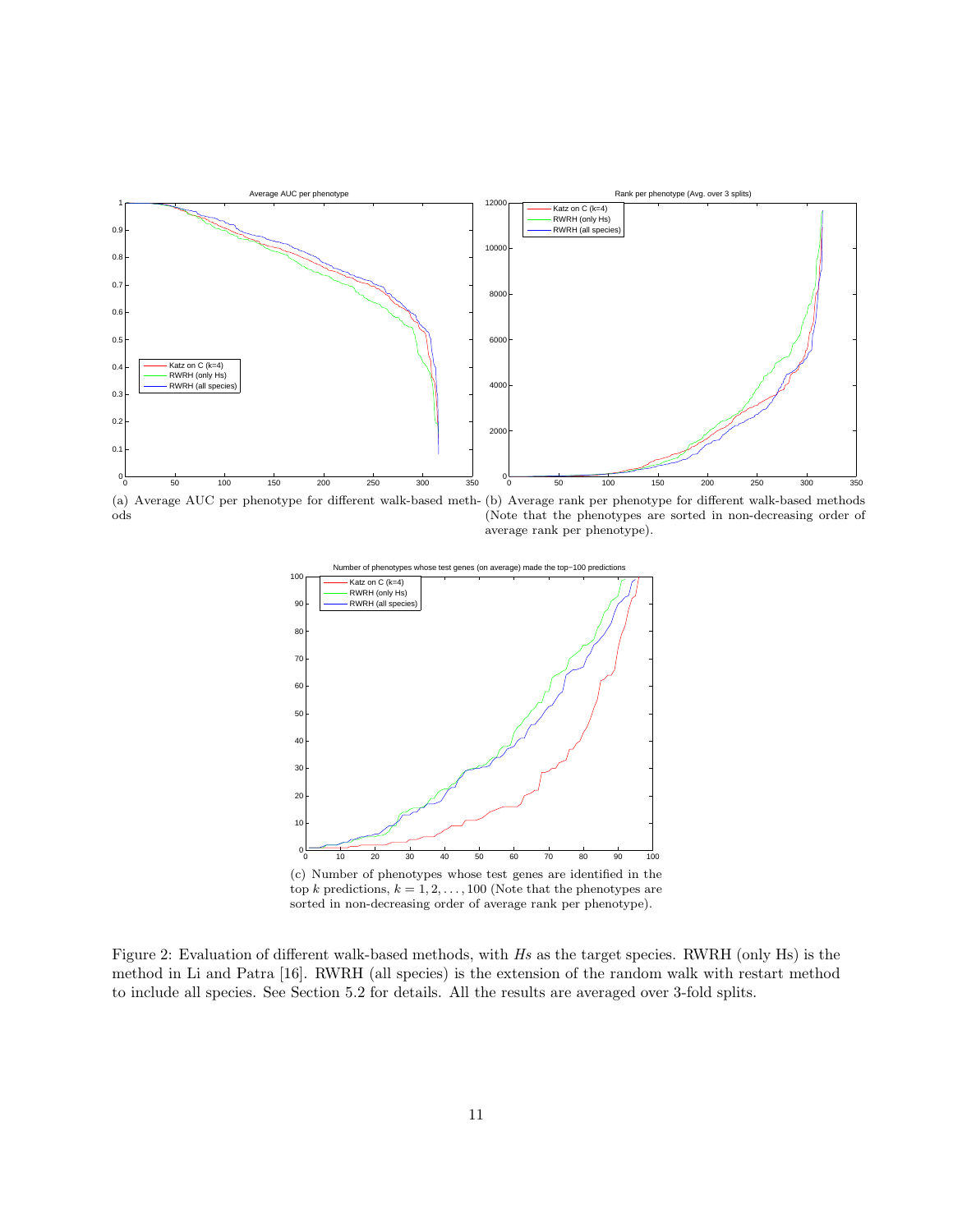(a) Average AUC per phenotype for different walk-based methods

(b) Average rank per phenotype for different walk-based methods (Note that the phenotypes are sorted in non-decreasing order of average rank per phenotype).

(c) Number of phenotypes whose test genes are identified in the top $k$ predictions, $k = 1, 2, \ldots, 100$ (Note that the phenotypes are sorted in non-decreasing order of average rank per phenotype).

Figure 2: Evaluation of different walk-based methods, with *Hs* as the target species. RWRH (only Hs) is the method in Li and Patra [16]. RWRH (all species) is the extension of the random walk with restart method to include all species. See Section 5.2 for details. All the results are averaged over 3-fold splits.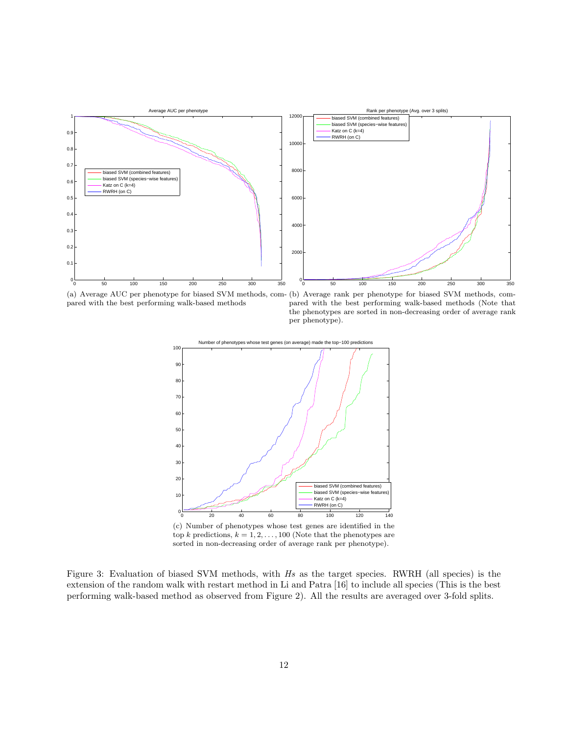(a) Average AUC per phenotype for biased SVM methods, compared with the best performing walk-based methods

(b) Average rank per phenotype for biased SVM methods, compared with the best performing walk-based methods (Note that the phenotypes are sorted in non-decreasing order of average rank per phenotype).

(c) Number of phenotypes whose test genes are identified in the top $k$ predictions, $k = 1, 2, \ldots, 100$ (Note that the phenotypes are sorted in non-decreasing order of average rank per phenotype).

Figure 3: Evaluation of biased SVM methods, with *Hs* as the target species. RWRH (all species) is the extension of the random walk with restart method in Li and Patra [16] to include all species (This is the best performing walk-based method as observed from Figure 2). All the results are averaged over 3-fold splits.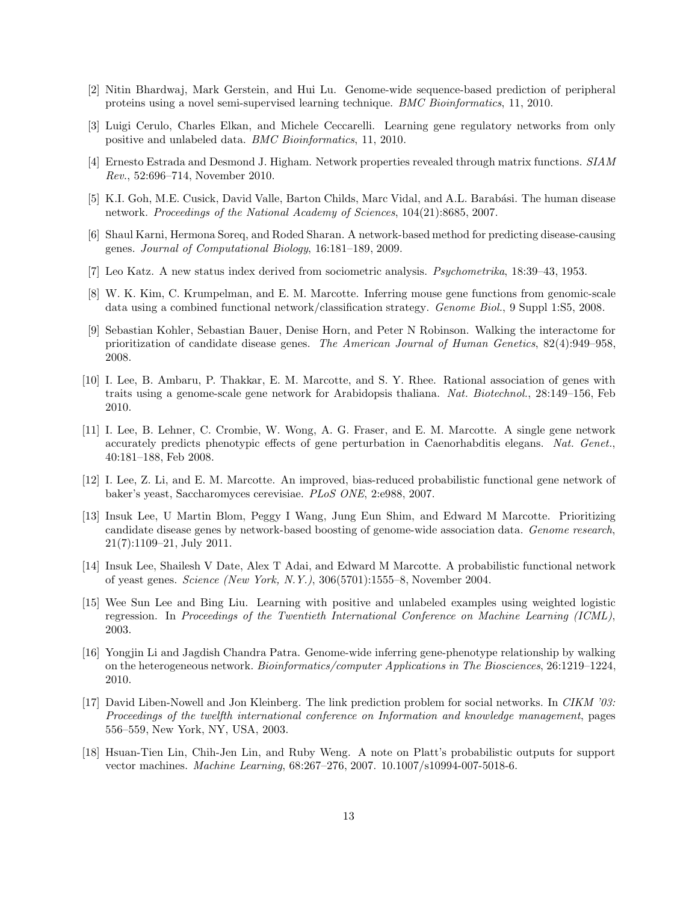[2] Nitin Bhardwaj, Mark Gerstein, and Hui Lu. Genome-wide sequence-based prediction of peripheral proteins using a novel semi-supervised learning technique. *BMC Bioinformatics*, 11, 2010.

[3] Luigi Cerulo, Charles Elkan, and Michele Ceccarelli. Learning gene regulatory networks from only positive and unlabeled data. *BMC Bioinformatics*, 11, 2010.

[4] Ernesto Estrada and Desmond J. Higham. Network properties revealed through matrix functions. *SIAM Rev.*, 52:696–714, November 2010.

[5] K.I. Goh, M.E. Cusick, David Valle, Barton Childs, Marc Vidal, and A.L. Barabási. The human disease network. *Proceedings of the National Academy of Sciences*, 104(21):8685, 2007.

[6] Shaul Karni, Hermona Soreq, and Roded Sharan. A network-based method for predicting disease-causing genes. *Journal of Computational Biology*, 16:181–189, 2009.

[7] Leo Katz. A new status index derived from sociometric analysis. *Psychometrika*, 18:39–43, 1953.

[8] W. K. Kim, C. Krumpelman, and E. M. Marcotte. Inferring mouse gene functions from genomic-scale data using a combined functional network/classification strategy. *Genome Biol.*, 9 Suppl 1:S5, 2008.

[9] Sebastian Kohler, Sebastian Bauer, Denise Horn, and Peter N Robinson. Walking the interactome for prioritization of candidate disease genes. *The American Journal of Human Genetics*, 82(4):949–958, 2008.

[10] I. Lee, B. Ambaru, P. Thakkar, E. M. Marcotte, and S. Y. Rhee. Rational association of genes with traits using a genome-scale gene network for Arabidopsis thaliana. *Nat. Biotechnol.*, 28:149–156, Feb 2010.

[11] I. Lee, B. Lehner, C. Crombie, W. Wong, A. G. Fraser, and E. M. Marcotte. A single gene network accurately predicts phenotypic effects of gene perturbation in Caenorhabditis elegans. *Nat. Genet.*, 40:181–188, Feb 2008.

[12] I. Lee, Z. Li, and E. M. Marcotte. An improved, bias-reduced probabilistic functional gene network of baker's yeast, Saccharomyces cerevisiae. *PLoS ONE*, 2:e988, 2007.

[13] Insuk Lee, U Martin Blom, Peggy I Wang, Jung Eun Shim, and Edward M Marcotte. Prioritizing candidate disease genes by network-based boosting of genome-wide association data. *Genome research*, 21(7):1109–21, July 2011.

[14] Insuk Lee, Shailesh V Date, Alex T Adai, and Edward M Marcotte. A probabilistic functional network of yeast genes. *Science (New York, N.Y.)*, 306(5701):1555–8, November 2004.

[15] Wee Sun Lee and Bing Liu. Learning with positive and unlabeled examples using weighted logistic regression. In *Proceedings of the Twentieth International Conference on Machine Learning (ICML)*, 2003.

[16] Yongjin Li and Jagdish Chandra Patra. Genome-wide inferring gene-phenotype relationship by walking on the heterogeneous network. *Bioinformatics/computer Applications in The Biosciences*, 26:1219–1224, 2010.

[17] David Liben-Nowell and Jon Kleinberg. The link prediction problem for social networks. In *CIKM '03: Proceedings of the twelfth international conference on Information and knowledge management*, pages 556–559, New York, NY, USA, 2003.

[18] Hsuan-Tien Lin, Chih-Jen Lin, and Ruby Weng. A note on Platt's probabilistic outputs for support vector machines. *Machine Learning*, 68:267–276, 2007. 10.1007/s10994-007-5018-6.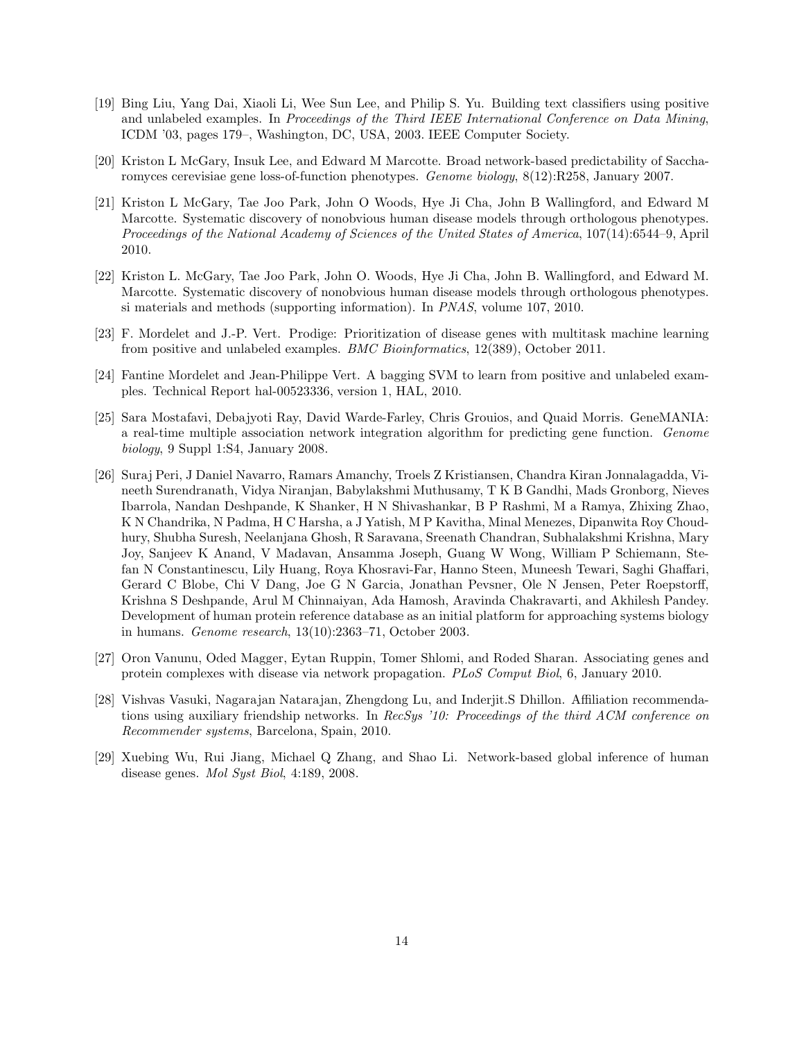[19] Bing Liu, Yang Dai, Xiaoli Li, Wee Sun Lee, and Philip S. Yu. Building text classifiers using positive and unlabeled examples. In *Proceedings of the Third IEEE International Conference on Data Mining*, ICDM '03, pages 179–, Washington, DC, USA, 2003. IEEE Computer Society.

[20] Kriston L McGary, Insuk Lee, and Edward M Marcotte. Broad network-based predictability of Saccharomyces cerevisiae gene loss-of-function phenotypes. *Genome biology*, 8(12):R258, January 2007.

[21] Kriston L McGary, Tae Joo Park, John O Woods, Hye Ji Cha, John B Wallingford, and Edward M Marcotte. Systematic discovery of nonobvious human disease models through orthologous phenotypes. *Proceedings of the National Academy of Sciences of the United States of America*, 107(14):6544–9, April 2010.

[22] Kriston L. McGary, Tae Joo Park, John O. Woods, Hye Ji Cha, John B. Wallingford, and Edward M. Marcotte. Systematic discovery of nonobvious human disease models through orthologous phenotypes. si materials and methods (supporting information). In *PNAS*, volume 107, 2010.

[23] F. Mordelet and J.-P. Vert. Prodige: Prioritization of disease genes with multitask machine learning from positive and unlabeled examples. *BMC Bioinformatics*, 12(389), October 2011.

[24] Fantine Mordelet and Jean-Philippe Vert. A bagging SVM to learn from positive and unlabeled examples. Technical Report hal-00523336, version 1, HAL, 2010.

[25] Sara Mostafavi, Debajyoti Ray, David Warde-Farley, Chris Grouios, and Quaid Morris. GeneMANIA: a real-time multiple association network integration algorithm for predicting gene function. *Genome biology*, 9 Suppl 1:S4, January 2008.

[26] Suraj Peri, J Daniel Navarro, Ramars Amanchy, Troels Z Kristiansen, Chandra Kiran Jonnalagadda, Vineeth Surendranath, Vidya Niranjan, Babylakshmi Muthusamy, T K B Gandhi, Mads Gronborg, Nieves Ibarrola, Nandan Deshpande, K Shanker, H N Shivashankar, B P Rashmi, M a Ramya, Zhixing Zhao, K N Chandrika, N Padma, H C Harsha, a J Yatish, M P Kavitha, Minal Menezes, Dipanwita Roy Choudhury, Shubha Suresh, Neelanjana Ghosh, R Saravana, Sreenath Chandran, Subhalakshmi Krishna, Mary Joy, Sanjeev K Anand, V Madavan, Ansamma Joseph, Guang W Wong, William P Schiemann, Stefan N Constantinescu, Lily Huang, Roya Khosravi-Far, Hanno Steen, Muneesh Tewari, Saghi Ghaffari, Gerard C Blobe, Chi V Dang, Joe G N Garcia, Jonathan Pevsner, Ole N Jensen, Peter Roepstorff, Krishna S Deshpande, Arul M Chinnaiyan, Ada Hamosh, Aravinda Chakravarti, and Akhilesh Pandey. Development of human protein reference database as an initial platform for approaching systems biology in humans. *Genome research*, 13(10):2363–71, October 2003.

[27] Oron Vanunu, Oded Magger, Eytan Ruppin, Tomer Shlomi, and Roded Sharan. Associating genes and protein complexes with disease via network propagation. *PLoS Comput Biol*, 6, January 2010.

[28] Vishvas Vasuki, Nagarajan Natarajan, Zhengdong Lu, and Inderjit.S Dhillon. Affiliation recommendations using auxiliary friendship networks. In *RecSys '10: Proceedings of the third ACM conference on Recommender systems*, Barcelona, Spain, 2010.

[29] Xuebing Wu, Rui Jiang, Michael Q Zhang, and Shao Li. Network-based global inference of human disease genes. *Mol Syst Biol*, 4:189, 2008.